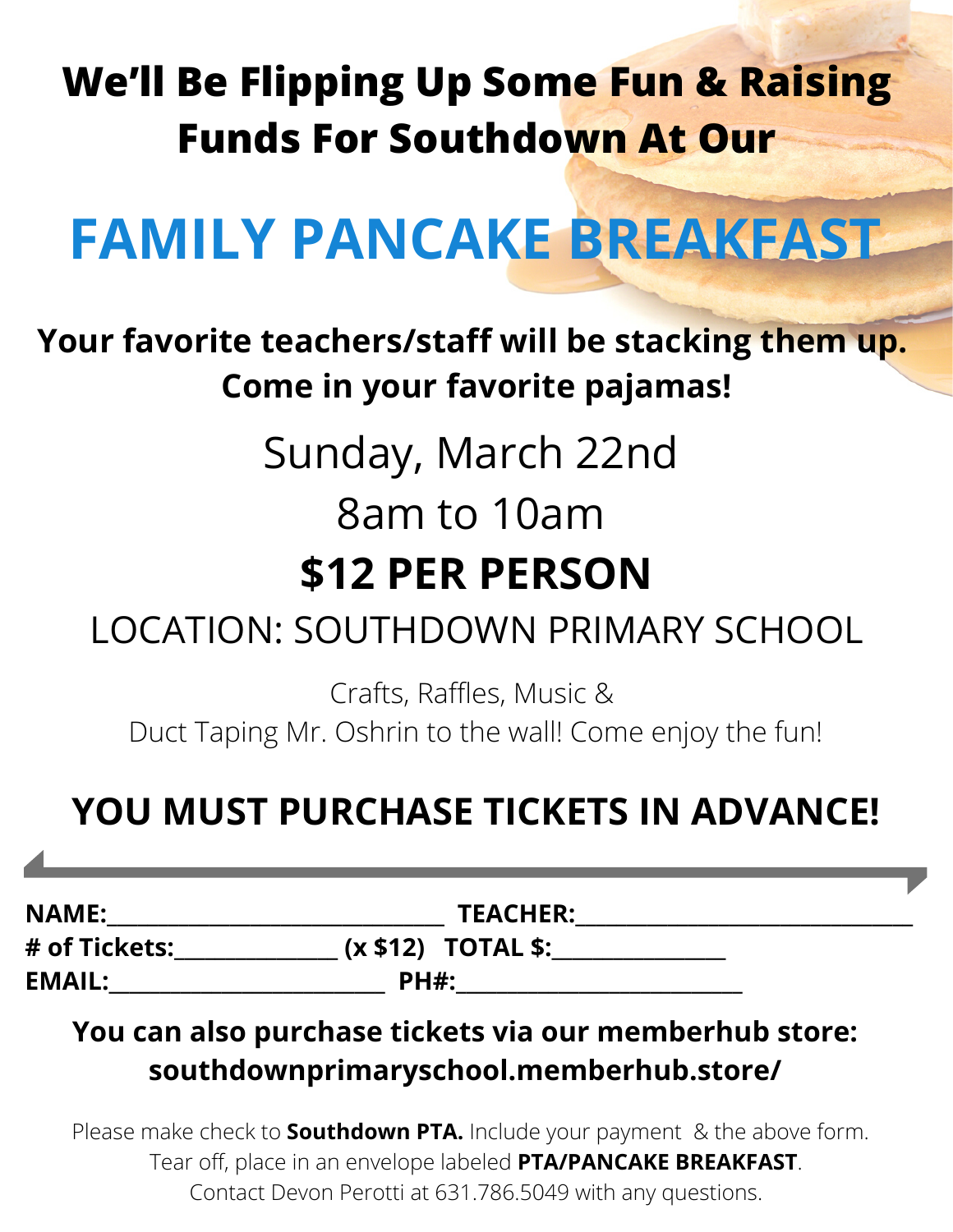**We'll Be Flipping Up Some Fun & Raising Funds For Southdown At Our**

# FAMILY PANCAKE BREAKFAST

**Your favorite teachers/staff will be stacking them up. Come in your favorite pajamas!**

Sunday, March 22nd

8am to 10am

## $12 PER PERSON

LOCATION: SOUTHDOWN PRIMARY SCHOOL

Crafts, Raffles, Music &
Duct Taping Mr. Oshrin to the wall! Come enjoy the fun!

## YOU MUST PURCHASE TICKETS IN ADVANCE!

---

**NAME:**_______________________________ **TEACHER:**_______________________________

**# of Tickets:**_______________ **(x $12)** **TOTAL $:**________________

**EMAIL:**__________________________ **PH#:**___________________________

**You can also purchase tickets via our memberhub store: southdownprimaryschool.memberhub.store/**

Please make check to **Southdown PTA.** Include your payment & the above form. Tear off, place in an envelope labeled **PTA/PANCAKE BREAKFAST**. Contact Devon Perotti at 631.786.5049 with any questions.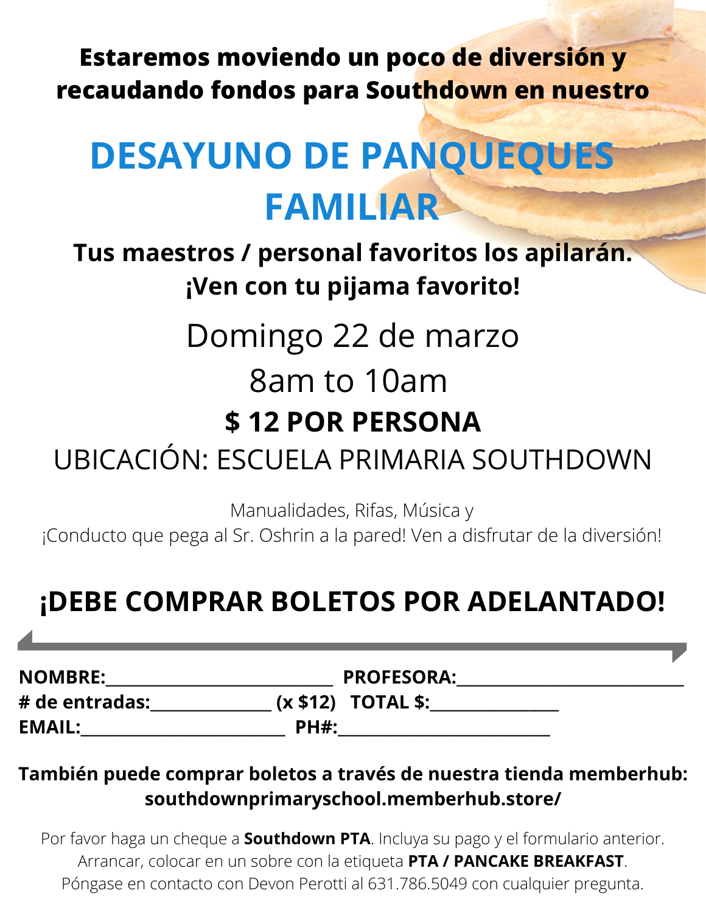**Estaremos moviendo un poco de diversión y recaudando fondos para Southdown en nuestro**

# DESAYUNO DE PANQUEQUES FAMILIAR

**Tus maestros / personal favoritos los apilarán.**
**¡Ven con tu pijama favorito!**

Domingo 22 de marzo

8am to 10am

**$ 12 POR PERSONA**

UBICACIÓN: ESCUELA PRIMARIA SOUTHDOWN

Manualidades, Rifas, Música y
¡Conducto que pega al Sr. Oshrin a la pared! Ven a disfrutar de la diversión!

## ¡DEBE COMPRAR BOLETOS POR ADELANTADO!

**NOMBRE:**___________________________ **PROFESORA:**___________________________
**# de entradas:**______________ **(x $12) TOTAL $:**_______________
**EMAIL:**_________________________ **PH#:**_________________________

**También puede comprar boletos a través de nuestra tienda memberhub:**
**southdownprimaryschool.memberhub.store/**

Por favor haga un cheque a **Southdown PTA**. Incluya su pago y el formulario anterior.
Arrancar, colocar en un sobre con la etiqueta **PTA / PANCAKE BREAKFAST**.
Póngase en contacto con Devon Perotti al 631.786.5049 con cualquier pregunta.